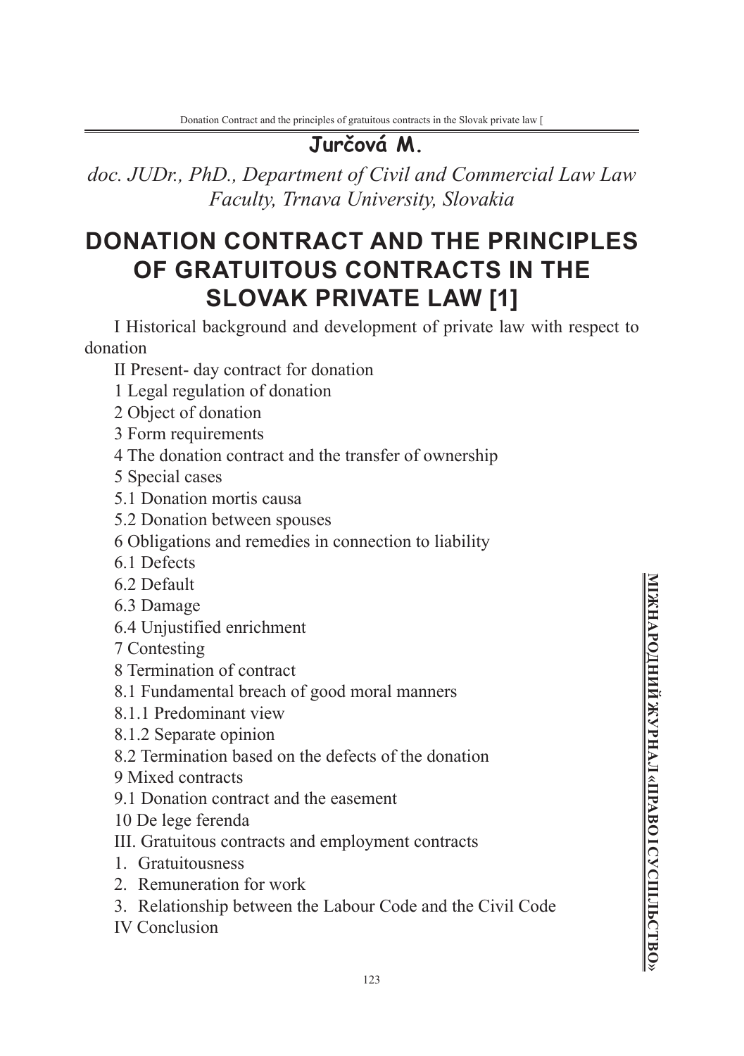**Jurčová M.**

*doc. JUDr., PhD., Department of Civil and Commercial Law Law Faculty, Trnava University, Slovakia*

# DONATION CONTRACT AND THE PRINCIPLES OF GRATUITOUS CONTRACTS IN THE SLOVAK PRIVATE LAW [1]

I Historical background and development of private law with respect to donation

II Present- day contract for donation

1 Legal regulation of donation

2 Object of donation

3 Form requirements

4 The donation contract and the transfer of ownership

5 Special cases

5.1 Donation mortis causa

5.2 Donation between spouses

6 Obligations and remedies in connection to liability

6.1 Defects

6.2 Default

6.3 Damage

6.4 Unjustified enrichment

7 Contesting

8 Termination of contract

8.1 Fundamental breach of good moral manners

8.1.1 Predominant view

8.1.2 Separate opinion

8.2 Termination based on the defects of the donation

9 Mixed contracts

9.1 Donation contract and the easement

10 De lege ferenda

III. Gratuitous contracts and employment contracts

1. Gratuitousness
2. Remuneration for work
3. Relationship between the Labour Code and the Civil Code

IV Conclusion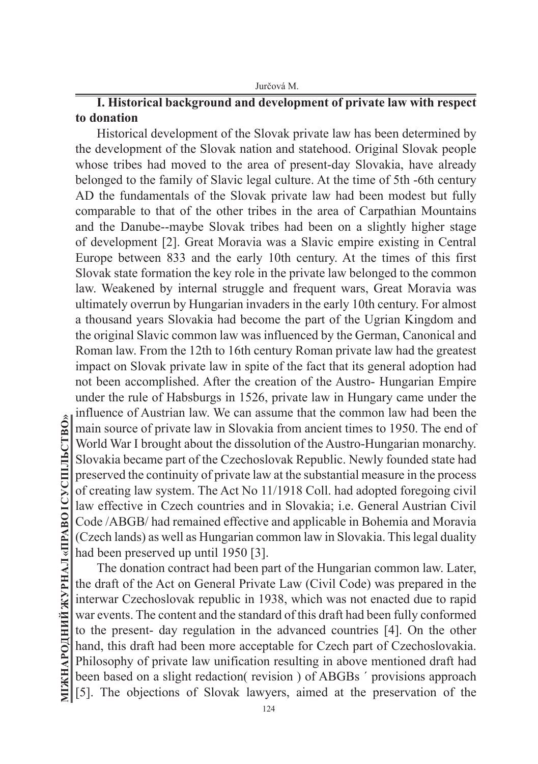## I. Historical background and development of private law with respect to donation

Historical development of the Slovak private law has been determined by the development of the Slovak nation and statehood. Original Slovak people whose tribes had moved to the area of present-day Slovakia, have already belonged to the family of Slavic legal culture. At the time of 5th -6th century AD the fundamentals of the Slovak private law had been modest but fully comparable to that of the other tribes in the area of Carpathian Mountains and the Danube--maybe Slovak tribes had been on a slightly higher stage of development [2]. Great Moravia was a Slavic empire existing in Central Europe between 833 and the early 10th century. At the times of this first Slovak state formation the key role in the private law belonged to the common law. Weakened by internal struggle and frequent wars, Great Moravia was ultimately overrun by Hungarian invaders in the early 10th century. For almost a thousand years Slovakia had become the part of the Ugrian Kingdom and the original Slavic common law was influenced by the German, Canonical and Roman law. From the 12th to 16th century Roman private law had the greatest impact on Slovak private law in spite of the fact that its general adoption had not been accomplished. After the creation of the Austro- Hungarian Empire under the rule of Habsburgs in 1526, private law in Hungary came under the influence of Austrian law. We can assume that the common law had been the main source of private law in Slovakia from ancient times to 1950. The end of World War I brought about the dissolution of the Austro-Hungarian monarchy. Slovakia became part of the Czechoslovak Republic. Newly founded state had preserved the continuity of private law at the substantial measure in the process of creating law system. The Act No 11/1918 Coll. had adopted foregoing civil law effective in Czech countries and in Slovakia; i.e. General Austrian Civil Code /ABGB/ had remained effective and applicable in Bohemia and Moravia (Czech lands) as well as Hungarian common law in Slovakia. This legal duality had been preserved up until 1950 [3].

The donation contract had been part of the Hungarian common law. Later, the draft of the Act on General Private Law (Civil Code) was prepared in the interwar Czechoslovak republic in 1938, which was not enacted due to rapid war events. The content and the standard of this draft had been fully conformed to the present- day regulation in the advanced countries [4]. On the other hand, this draft had been more acceptable for Czech part of Czechoslovakia. Philosophy of private law unification resulting in above mentioned draft had been based on a slight redaction( revision ) of ABGBs ´ provisions approach [5]. The objections of Slovak lawyers, aimed at the preservation of the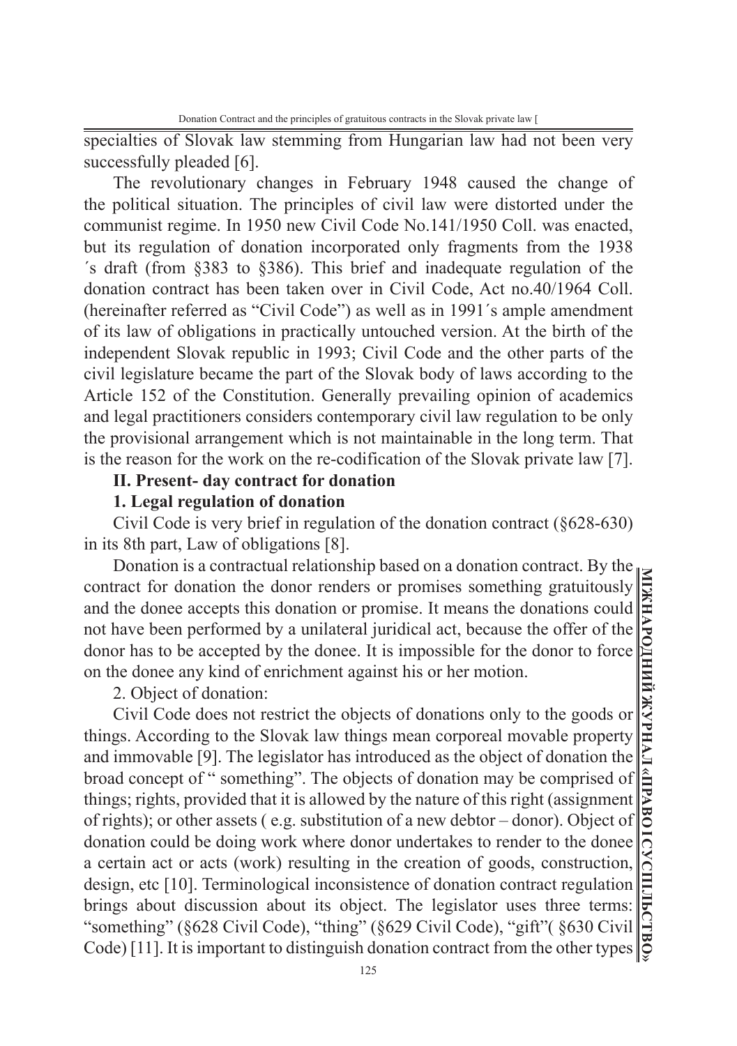specialties of Slovak law stemming from Hungarian law had not been very successfully pleaded [6].

The revolutionary changes in February 1948 caused the change of the political situation. The principles of civil law were distorted under the communist regime. In 1950 new Civil Code No.141/1950 Coll. was enacted, but its regulation of donation incorporated only fragments from the 1938 ´s draft (from §383 to §386). This brief and inadequate regulation of the donation contract has been taken over in Civil Code, Act no.40/1964 Coll. (hereinafter referred as "Civil Code") as well as in 1991´s ample amendment of its law of obligations in practically untouched version. At the birth of the independent Slovak republic in 1993; Civil Code and the other parts of the civil legislature became the part of the Slovak body of laws according to the Article 152 of the Constitution. Generally prevailing opinion of academics and legal practitioners considers contemporary civil law regulation to be only the provisional arrangement which is not maintainable in the long term. That is the reason for the work on the re-codification of the Slovak private law [7].

## II. Present- day contract for donation

### 1. Legal regulation of donation

Civil Code is very brief in regulation of the donation contract (§628-630) in its 8th part, Law of obligations [8].

Donation is a contractual relationship based on a donation contract. By the contract for donation the donor renders or promises something gratuitously and the donee accepts this donation or promise. It means the donations could not have been performed by a unilateral juridical act, because the offer of the donor has to be accepted by the donee. It is impossible for the donor to force on the donee any kind of enrichment against his or her motion.

2. Object of donation:

Civil Code does not restrict the objects of donations only to the goods or things. According to the Slovak law things mean corporeal movable property and immovable [9]. The legislator has introduced as the object of donation the broad concept of " something". The objects of donation may be comprised of things; rights, provided that it is allowed by the nature of this right (assignment of rights); or other assets ( e.g. substitution of a new debtor – donor). Object of donation could be doing work where donor undertakes to render to the donee a certain act or acts (work) resulting in the creation of goods, construction, design, etc [10]. Terminological inconsistence of donation contract regulation brings about discussion about its object. The legislator uses three terms: "something" (§628 Civil Code), "thing" (§629 Civil Code), "gift"( §630 Civil Code) [11]. It is important to distinguish donation contract from the other types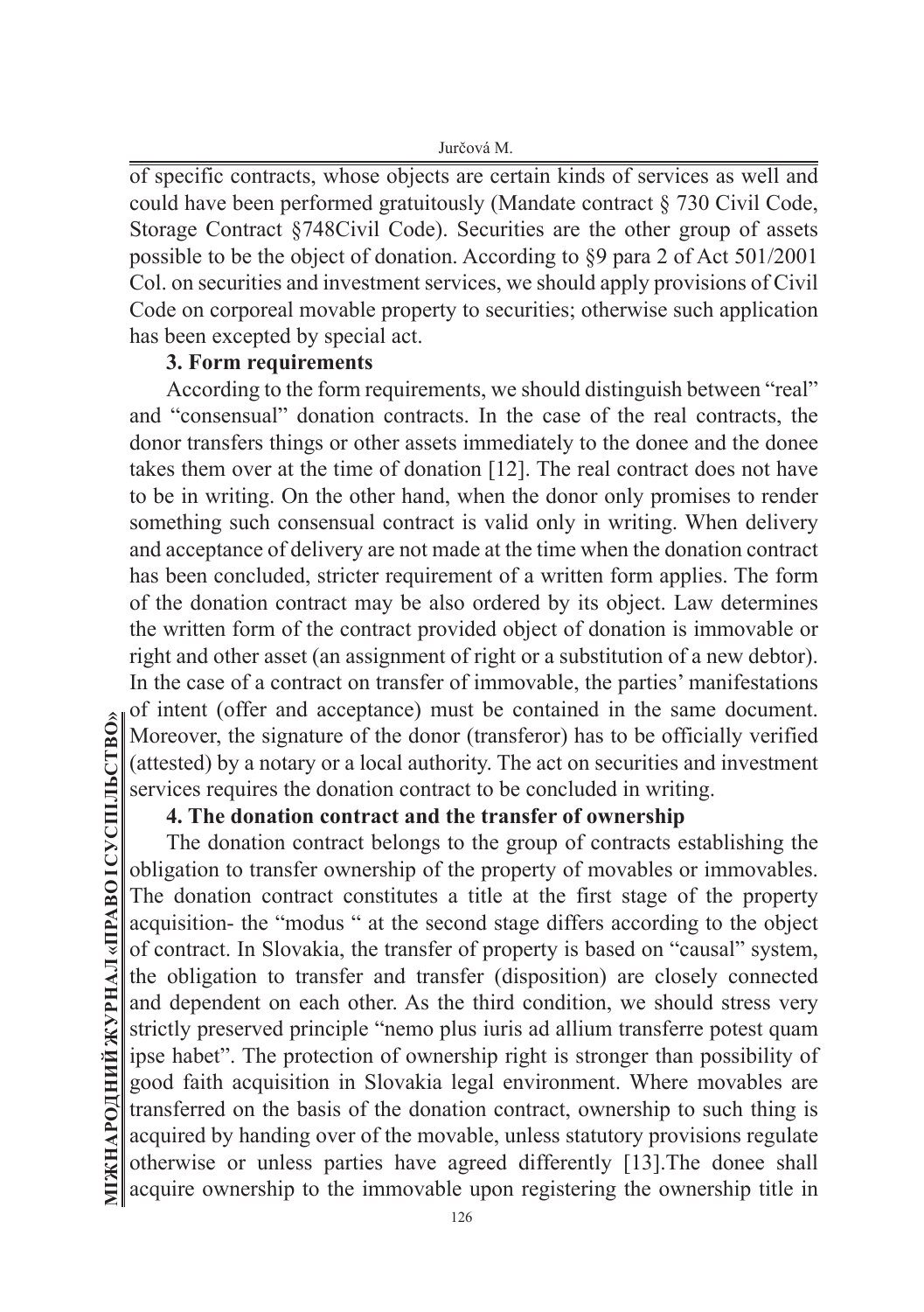of specific contracts, whose objects are certain kinds of services as well and could have been performed gratuitously (Mandate contract § 730 Civil Code, Storage Contract §748Civil Code). Securities are the other group of assets possible to be the object of donation. According to §9 para 2 of Act 501/2001 Col. on securities and investment services, we should apply provisions of Civil Code on corporeal movable property to securities; otherwise such application has been excepted by special act.

**3. Form requirements**

According to the form requirements, we should distinguish between "real" and "consensual" donation contracts. In the case of the real contracts, the donor transfers things or other assets immediately to the donee and the donee takes them over at the time of donation [12]. The real contract does not have to be in writing. On the other hand, when the donor only promises to render something such consensual contract is valid only in writing. When delivery and acceptance of delivery are not made at the time when the donation contract has been concluded, stricter requirement of a written form applies. The form of the donation contract may be also ordered by its object. Law determines the written form of the contract provided object of donation is immovable or right and other asset (an assignment of right or a substitution of a new debtor). In the case of a contract on transfer of immovable, the parties' manifestations of intent (offer and acceptance) must be contained in the same document. Moreover, the signature of the donor (transferor) has to be officially verified (attested) by a notary or a local authority. The act on securities and investment services requires the donation contract to be concluded in writing.

**4. The donation contract and the transfer of ownership**

The donation contract belongs to the group of contracts establishing the obligation to transfer ownership of the property of movables or immovables. The donation contract constitutes a title at the first stage of the property acquisition- the "modus " at the second stage differs according to the object of contract. In Slovakia, the transfer of property is based on "causal" system, the obligation to transfer and transfer (disposition) are closely connected and dependent on each other. As the third condition, we should stress very strictly preserved principle "nemo plus iuris ad allium transferre potest quam ipse habet". The protection of ownership right is stronger than possibility of good faith acquisition in Slovakia legal environment. Where movables are transferred on the basis of the donation contract, ownership to such thing is acquired by handing over of the movable, unless statutory provisions regulate otherwise or unless parties have agreed differently [13].The donee shall acquire ownership to the immovable upon registering the ownership title in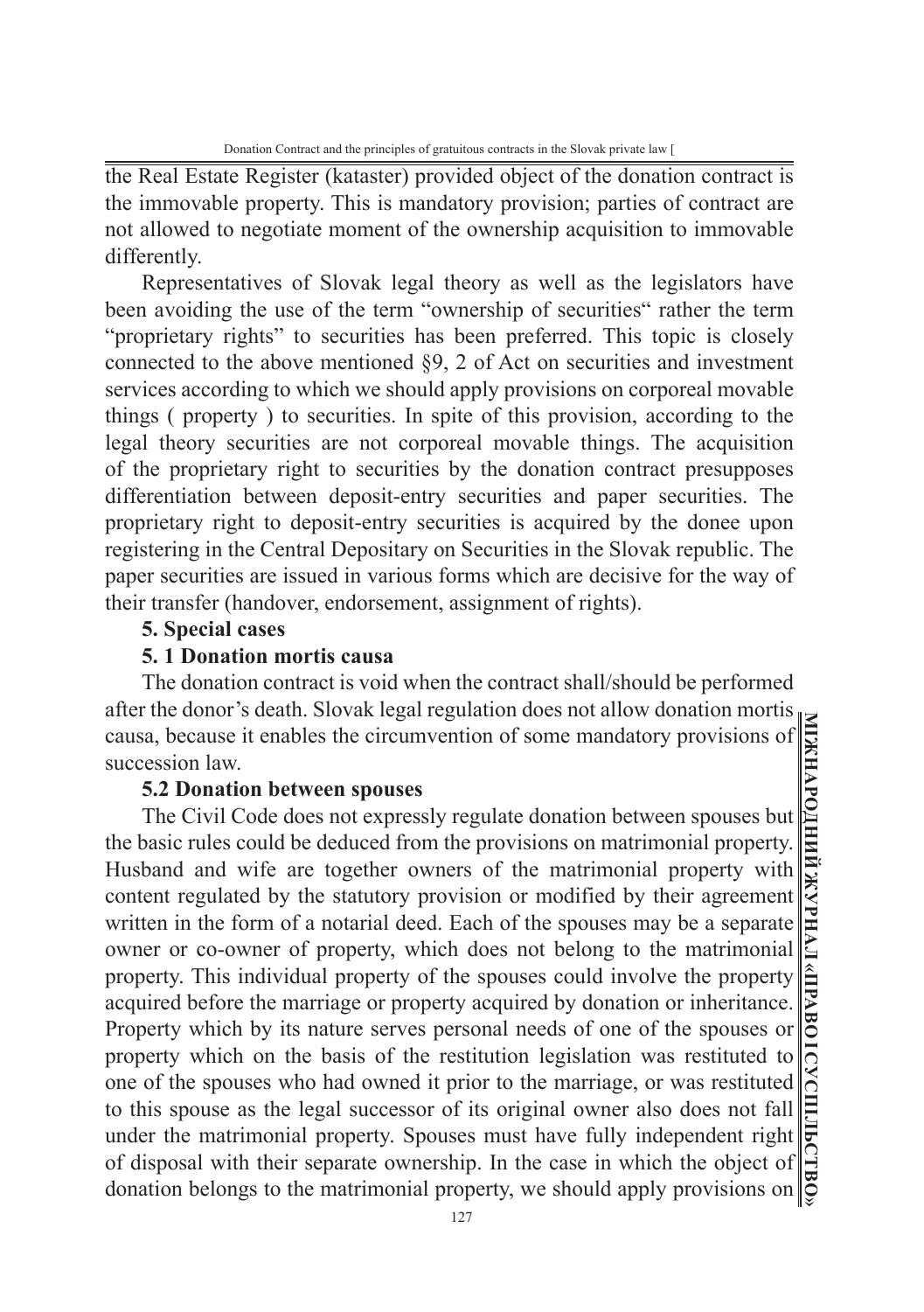the Real Estate Register (kataster) provided object of the donation contract is the immovable property. This is mandatory provision; parties of contract are not allowed to negotiate moment of the ownership acquisition to immovable differently.

Representatives of Slovak legal theory as well as the legislators have been avoiding the use of the term "ownership of securities" rather the term "proprietary rights" to securities has been preferred. This topic is closely connected to the above mentioned §9, 2 of Act on securities and investment services according to which we should apply provisions on corporeal movable things ( property ) to securities. In spite of this provision, according to the legal theory securities are not corporeal movable things. The acquisition of the proprietary right to securities by the donation contract presupposes differentiation between deposit-entry securities and paper securities. The proprietary right to deposit-entry securities is acquired by the donee upon registering in the Central Depositary on Securities in the Slovak republic. The paper securities are issued in various forms which are decisive for the way of their transfer (handover, endorsement, assignment of rights).

## 5. Special cases

### 5. 1 Donation mortis causa

The donation contract is void when the contract shall/should be performed after the donor's death. Slovak legal regulation does not allow donation mortis causa, because it enables the circumvention of some mandatory provisions of succession law.

### 5.2 Donation between spouses

The Civil Code does not expressly regulate donation between spouses but the basic rules could be deduced from the provisions on matrimonial property. Husband and wife are together owners of the matrimonial property with content regulated by the statutory provision or modified by their agreement written in the form of a notarial deed. Each of the spouses may be a separate owner or co-owner of property, which does not belong to the matrimonial property. This individual property of the spouses could involve the property acquired before the marriage or property acquired by donation or inheritance. Property which by its nature serves personal needs of one of the spouses or property which on the basis of the restitution legislation was restituted to one of the spouses who had owned it prior to the marriage, or was restituted to this spouse as the legal successor of its original owner also does not fall under the matrimonial property. Spouses must have fully independent right of disposal with their separate ownership. In the case in which the object of donation belongs to the matrimonial property, we should apply provisions on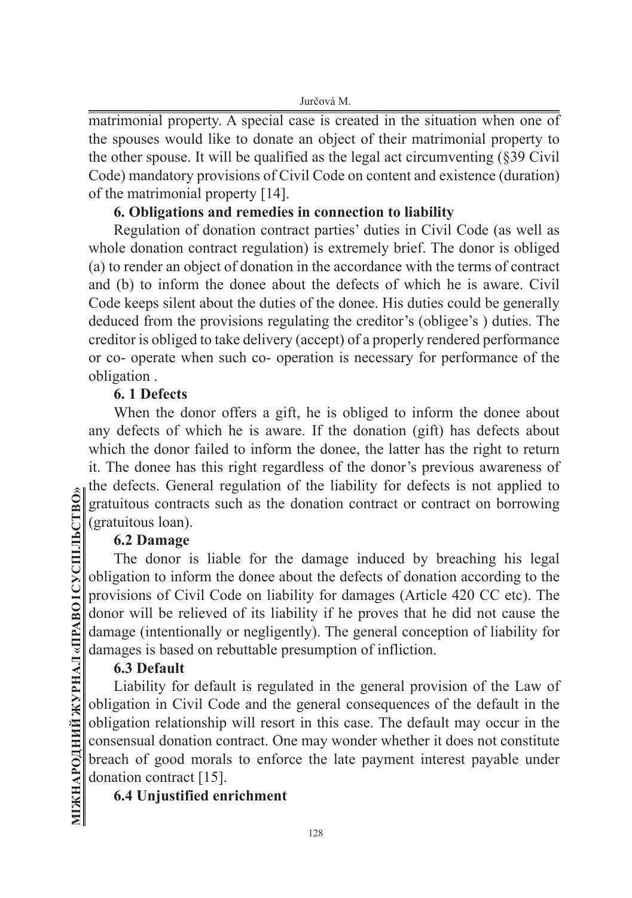matrimonial property. A special case is created in the situation when one of the spouses would like to donate an object of their matrimonial property to the other spouse. It will be qualified as the legal act circumventing (§39 Civil Code) mandatory provisions of Civil Code on content and existence (duration) of the matrimonial property [14].

## 6. Obligations and remedies in connection to liability

Regulation of donation contract parties' duties in Civil Code (as well as whole donation contract regulation) is extremely brief. The donor is obliged (a) to render an object of donation in the accordance with the terms of contract and (b) to inform the donee about the defects of which he is aware. Civil Code keeps silent about the duties of the donee. His duties could be generally deduced from the provisions regulating the creditor's (obligee's ) duties. The creditor is obliged to take delivery (accept) of a properly rendered performance or co- operate when such co- operation is necessary for performance of the obligation .

### 6. 1 Defects

When the donor offers a gift, he is obliged to inform the donee about any defects of which he is aware. If the donation (gift) has defects about which the donor failed to inform the donee, the latter has the right to return it. The donee has this right regardless of the donor's previous awareness of the defects. General regulation of the liability for defects is not applied to gratuitous contracts such as the donation contract or contract on borrowing (gratuitous loan).

### 6.2 Damage

The donor is liable for the damage induced by breaching his legal obligation to inform the donee about the defects of donation according to the provisions of Civil Code on liability for damages (Article 420 CC etc). The donor will be relieved of its liability if he proves that he did not cause the damage (intentionally or negligently). The general conception of liability for damages is based on rebuttable presumption of infliction.

### 6.3 Default

Liability for default is regulated in the general provision of the Law of obligation in Civil Code and the general consequences of the default in the obligation relationship will resort in this case. The default may occur in the consensual donation contract. One may wonder whether it does not constitute breach of good morals to enforce the late payment interest payable under donation contract [15].

### 6.4 Unjustified enrichment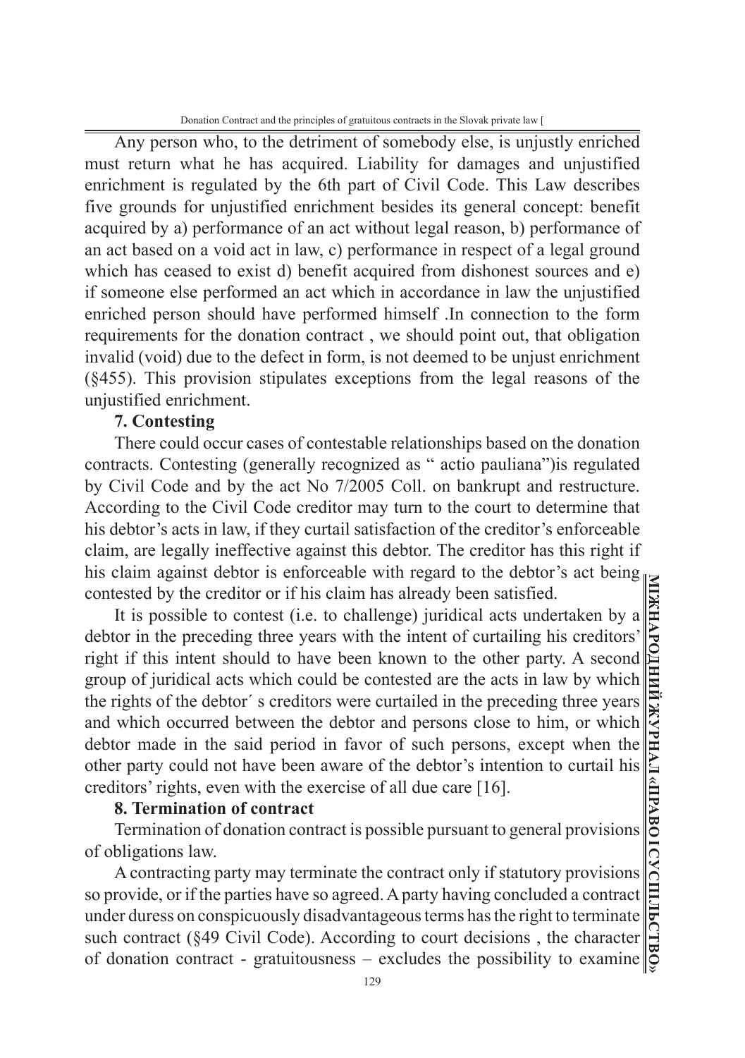Any person who, to the detriment of somebody else, is unjustly enriched must return what he has acquired. Liability for damages and unjustified enrichment is regulated by the 6th part of Civil Code. This Law describes five grounds for unjustified enrichment besides its general concept: benefit acquired by a) performance of an act without legal reason, b) performance of an act based on a void act in law, c) performance in respect of a legal ground which has ceased to exist d) benefit acquired from dishonest sources and e) if someone else performed an act which in accordance in law the unjustified enriched person should have performed himself .In connection to the form requirements for the donation contract , we should point out, that obligation invalid (void) due to the defect in form, is not deemed to be unjust enrichment (§455). This provision stipulates exceptions from the legal reasons of the unjustified enrichment.

**7. Contesting**

There could occur cases of contestable relationships based on the donation contracts. Contesting (generally recognized as " actio pauliana")is regulated by Civil Code and by the act No 7/2005 Coll. on bankrupt and restructure. According to the Civil Code creditor may turn to the court to determine that his debtor's acts in law, if they curtail satisfaction of the creditor's enforceable claim, are legally ineffective against this debtor. The creditor has this right if his claim against debtor is enforceable with regard to the debtor's act being contested by the creditor or if his claim has already been satisfied.

It is possible to contest (i.e. to challenge) juridical acts undertaken by a debtor in the preceding three years with the intent of curtailing his creditors' right if this intent should to have been known to the other party. A second group of juridical acts which could be contested are the acts in law by which the rights of the debtor´ s creditors were curtailed in the preceding three years and which occurred between the debtor and persons close to him, or which debtor made in the said period in favor of such persons, except when the other party could not have been aware of the debtor's intention to curtail his creditors' rights, even with the exercise of all due care [16].

**8. Termination of contract**

Termination of donation contract is possible pursuant to general provisions of obligations law.

A contracting party may terminate the contract only if statutory provisions so provide, or if the parties have so agreed. A party having concluded a contract under duress on conspicuously disadvantageous terms has the right to terminate such contract (§49 Civil Code). According to court decisions , the character of donation contract - gratuitousness – excludes the possibility to examine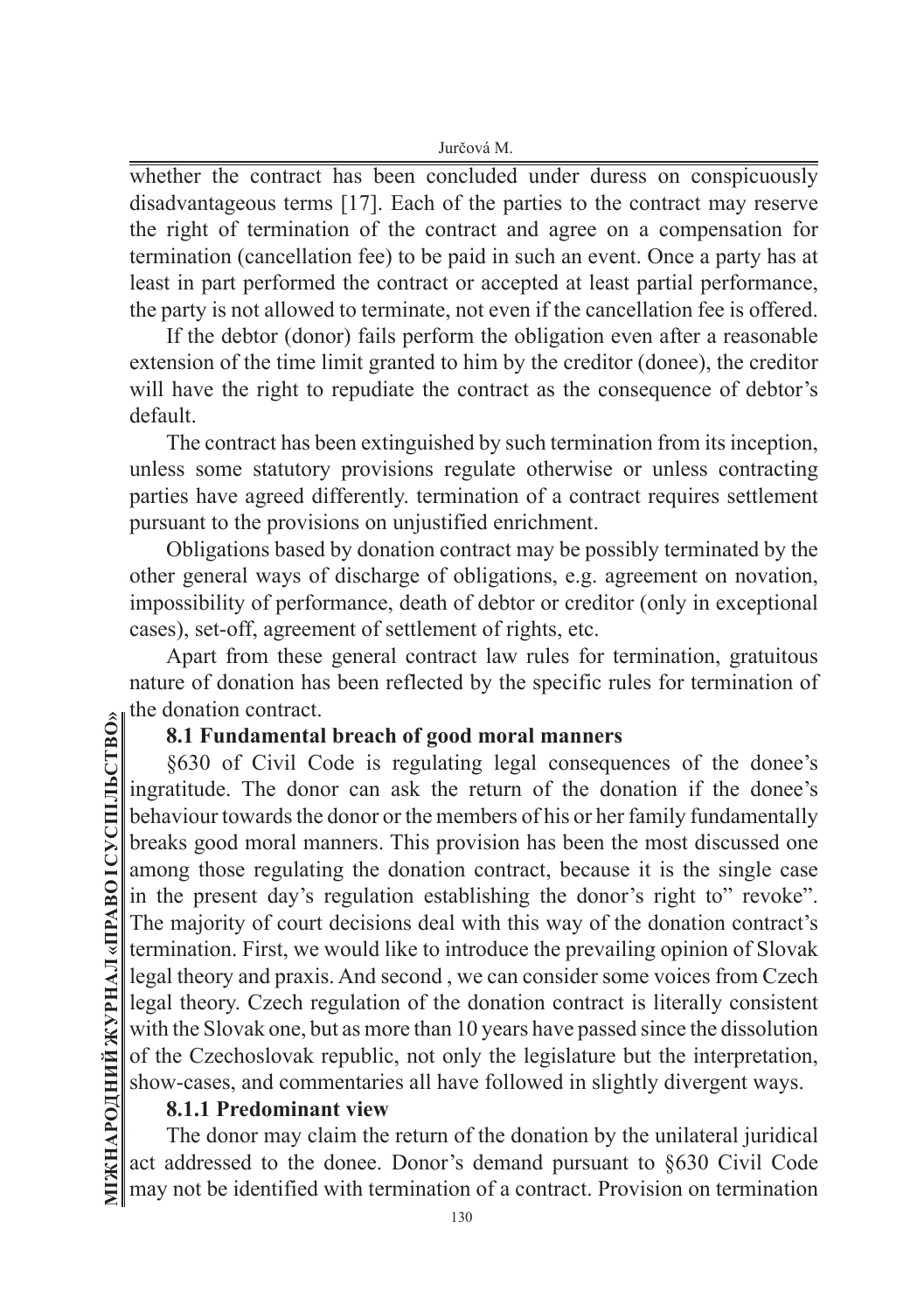whether the contract has been concluded under duress on conspicuously disadvantageous terms [17]. Each of the parties to the contract may reserve the right of termination of the contract and agree on a compensation for termination (cancellation fee) to be paid in such an event. Once a party has at least in part performed the contract or accepted at least partial performance, the party is not allowed to terminate, not even if the cancellation fee is offered.

If the debtor (donor) fails perform the obligation even after a reasonable extension of the time limit granted to him by the creditor (donee), the creditor will have the right to repudiate the contract as the consequence of debtor's default.

The contract has been extinguished by such termination from its inception, unless some statutory provisions regulate otherwise or unless contracting parties have agreed differently. termination of a contract requires settlement pursuant to the provisions on unjustified enrichment.

Obligations based by donation contract may be possibly terminated by the other general ways of discharge of obligations, e.g. agreement on novation, impossibility of performance, death of debtor or creditor (only in exceptional cases), set-off, agreement of settlement of rights, etc.

Apart from these general contract law rules for termination, gratuitous nature of donation has been reflected by the specific rules for termination of the donation contract.

### 8.1 Fundamental breach of good moral manners

§630 of Civil Code is regulating legal consequences of the donee's ingratitude. The donor can ask the return of the donation if the donee's behaviour towards the donor or the members of his or her family fundamentally breaks good moral manners. This provision has been the most discussed one among those regulating the donation contract, because it is the single case in the present day's regulation establishing the donor's right to" revoke". The majority of court decisions deal with this way of the donation contract's termination. First, we would like to introduce the prevailing opinion of Slovak legal theory and praxis. And second , we can consider some voices from Czech legal theory. Czech regulation of the donation contract is literally consistent with the Slovak one, but as more than 10 years have passed since the dissolution of the Czechoslovak republic, not only the legislature but the interpretation, show-cases, and commentaries all have followed in slightly divergent ways.

#### 8.1.1 Predominant view

The donor may claim the return of the donation by the unilateral juridical act addressed to the donee. Donor's demand pursuant to §630 Civil Code may not be identified with termination of a contract. Provision on termination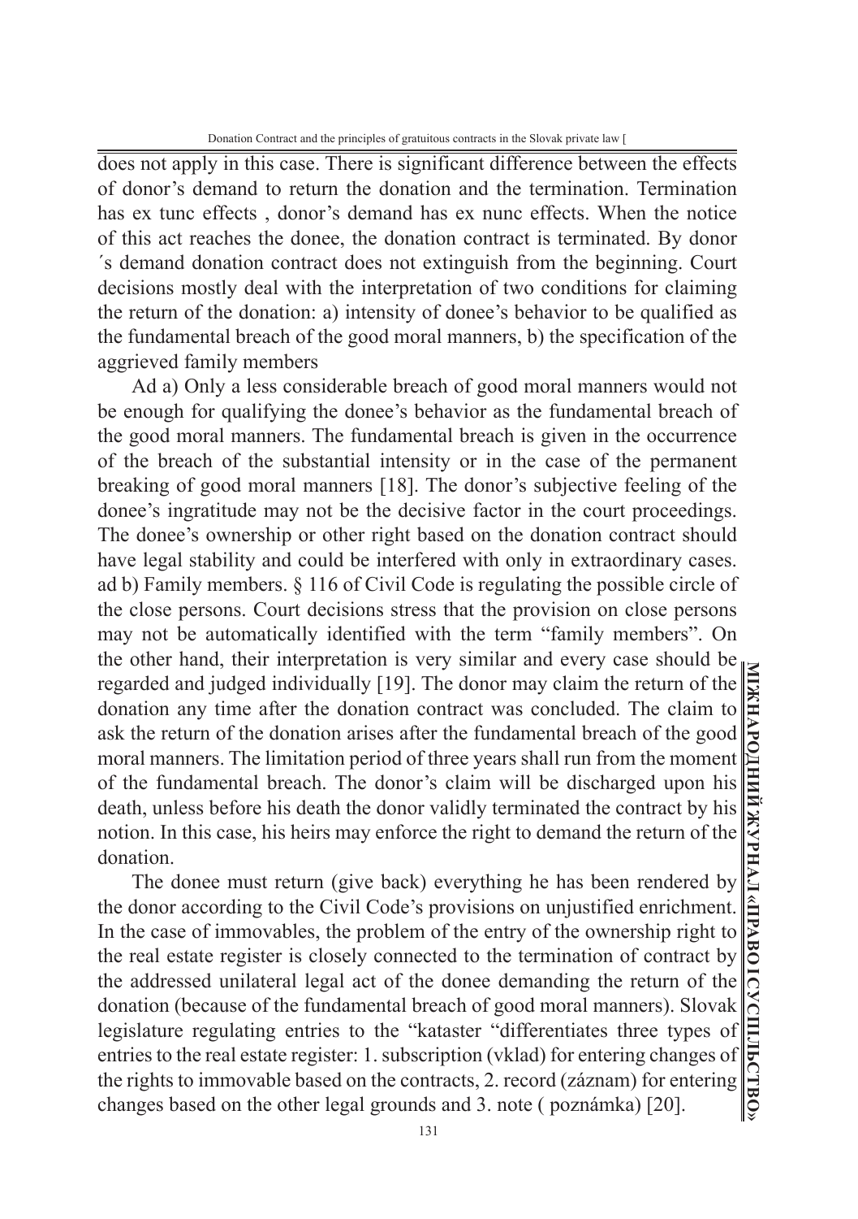does not apply in this case. There is significant difference between the effects of donor's demand to return the donation and the termination. Termination has ex tunc effects , donor's demand has ex nunc effects. When the notice of this act reaches the donee, the donation contract is terminated. By donor ´s demand donation contract does not extinguish from the beginning. Court decisions mostly deal with the interpretation of two conditions for claiming the return of the donation: a) intensity of donee's behavior to be qualified as the fundamental breach of the good moral manners, b) the specification of the aggrieved family members

Ad a) Only a less considerable breach of good moral manners would not be enough for qualifying the donee's behavior as the fundamental breach of the good moral manners. The fundamental breach is given in the occurrence of the breach of the substantial intensity or in the case of the permanent breaking of good moral manners [18]. The donor's subjective feeling of the donee's ingratitude may not be the decisive factor in the court proceedings. The donee's ownership or other right based on the donation contract should have legal stability and could be interfered with only in extraordinary cases. ad b) Family members. § 116 of Civil Code is regulating the possible circle of the close persons. Court decisions stress that the provision on close persons may not be automatically identified with the term "family members". On the other hand, their interpretation is very similar and every case should be regarded and judged individually [19]. The donor may claim the return of the donation any time after the donation contract was concluded. The claim to ask the return of the donation arises after the fundamental breach of the good moral manners. The limitation period of three years shall run from the moment of the fundamental breach. The donor's claim will be discharged upon his death, unless before his death the donor validly terminated the contract by his notion. In this case, his heirs may enforce the right to demand the return of the donation.

The donee must return (give back) everything he has been rendered by the donor according to the Civil Code's provisions on unjustified enrichment. In the case of immovables, the problem of the entry of the ownership right to the real estate register is closely connected to the termination of contract by the addressed unilateral legal act of the donee demanding the return of the donation (because of the fundamental breach of good moral manners). Slovak legislature regulating entries to the "kataster "differentiates three types of entries to the real estate register: 1. subscription (vklad) for entering changes of the rights to immovable based on the contracts, 2. record (záznam) for entering changes based on the other legal grounds and 3. note ( poznámka) [20].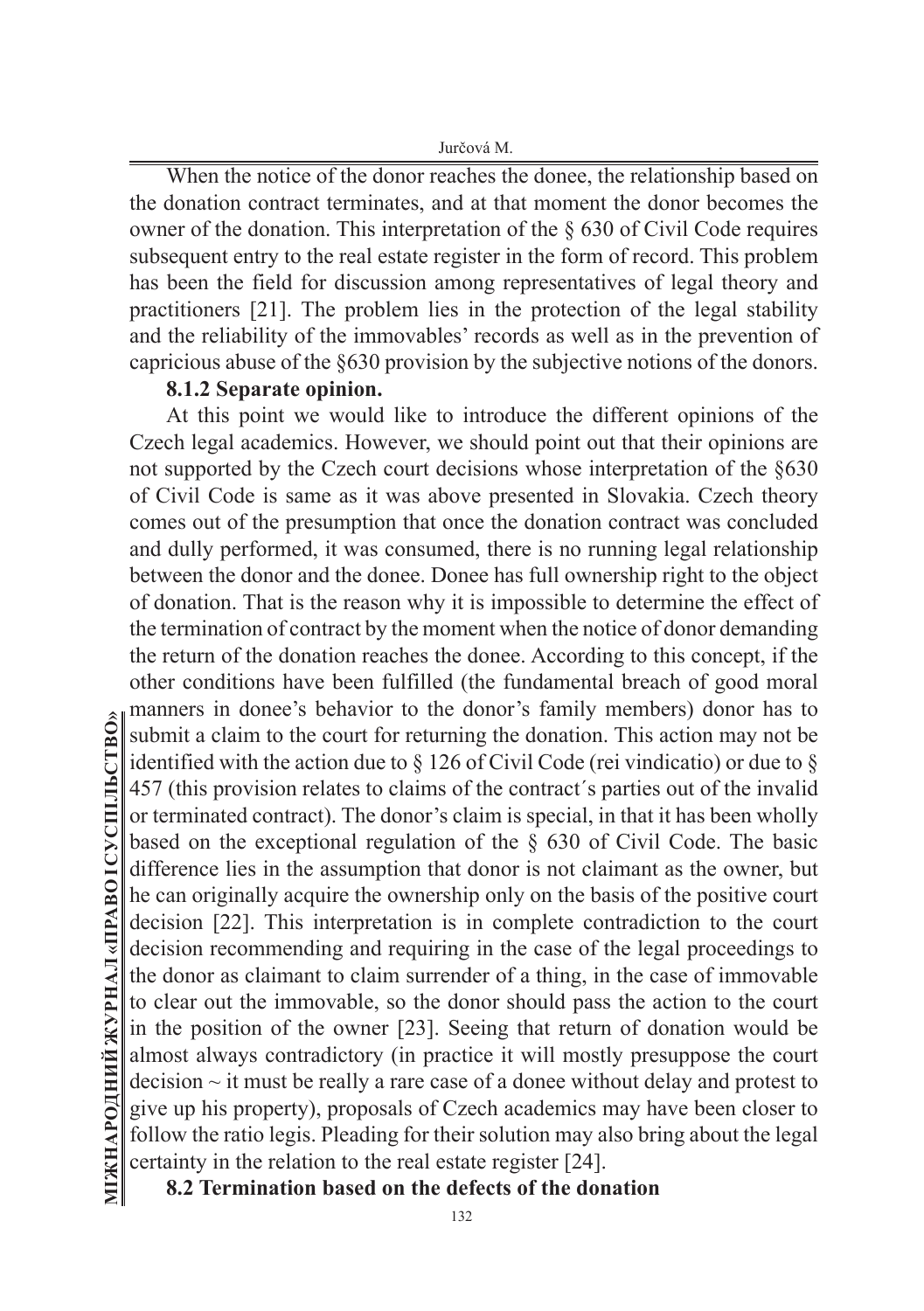When the notice of the donor reaches the donee, the relationship based on the donation contract terminates, and at that moment the donor becomes the owner of the donation. This interpretation of the § 630 of Civil Code requires subsequent entry to the real estate register in the form of record. This problem has been the field for discussion among representatives of legal theory and practitioners [21]. The problem lies in the protection of the legal stability and the reliability of the immovables' records as well as in the prevention of capricious abuse of the §630 provision by the subjective notions of the donors.

**8.1.2 Separate opinion.**

At this point we would like to introduce the different opinions of the Czech legal academics. However, we should point out that their opinions are not supported by the Czech court decisions whose interpretation of the §630 of Civil Code is same as it was above presented in Slovakia. Czech theory comes out of the presumption that once the donation contract was concluded and dully performed, it was consumed, there is no running legal relationship between the donor and the donee. Donee has full ownership right to the object of donation. That is the reason why it is impossible to determine the effect of the termination of contract by the moment when the notice of donor demanding the return of the donation reaches the donee. According to this concept, if the other conditions have been fulfilled (the fundamental breach of good moral manners in donee's behavior to the donor's family members) donor has to submit a claim to the court for returning the donation. This action may not be identified with the action due to § 126 of Civil Code (rei vindicatio) or due to § 457 (this provision relates to claims of the contract´s parties out of the invalid or terminated contract). The donor's claim is special, in that it has been wholly based on the exceptional regulation of the § 630 of Civil Code. The basic difference lies in the assumption that donor is not claimant as the owner, but he can originally acquire the ownership only on the basis of the positive court decision [22]. This interpretation is in complete contradiction to the court decision recommending and requiring in the case of the legal proceedings to the donor as claimant to claim surrender of a thing, in the case of immovable to clear out the immovable, so the donor should pass the action to the court in the position of the owner [23]. Seeing that return of donation would be almost always contradictory (in practice it will mostly presuppose the court decision ~ it must be really a rare case of a donee without delay and protest to give up his property), proposals of Czech academics may have been closer to follow the ratio legis. Pleading for their solution may also bring about the legal certainty in the relation to the real estate register [24].

**8.2 Termination based on the defects of the donation**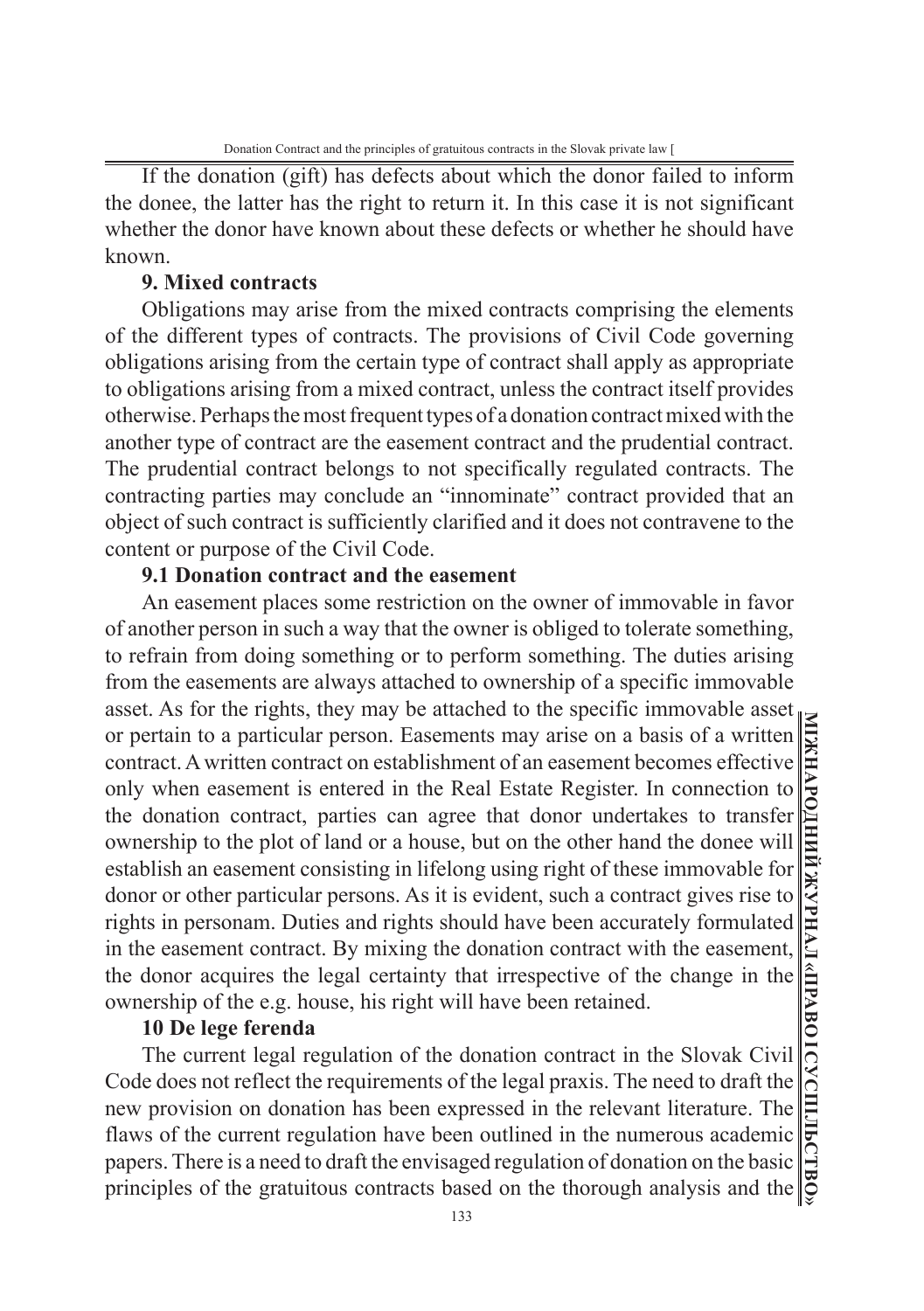If the donation (gift) has defects about which the donor failed to inform the donee, the latter has the right to return it. In this case it is not significant whether the donor have known about these defects or whether he should have known.

**9. Mixed contracts**

Obligations may arise from the mixed contracts comprising the elements of the different types of contracts. The provisions of Civil Code governing obligations arising from the certain type of contract shall apply as appropriate to obligations arising from a mixed contract, unless the contract itself provides otherwise. Perhaps the most frequent types of a donation contract mixed with the another type of contract are the easement contract and the prudential contract. The prudential contract belongs to not specifically regulated contracts. The contracting parties may conclude an "innominate" contract provided that an object of such contract is sufficiently clarified and it does not contravene to the content or purpose of the Civil Code.

**9.1 Donation contract and the easement**

An easement places some restriction on the owner of immovable in favor of another person in such a way that the owner is obliged to tolerate something, to refrain from doing something or to perform something. The duties arising from the easements are always attached to ownership of a specific immovable asset. As for the rights, they may be attached to the specific immovable asset or pertain to a particular person. Easements may arise on a basis of a written contract. A written contract on establishment of an easement becomes effective only when easement is entered in the Real Estate Register. In connection to the donation contract, parties can agree that donor undertakes to transfer ownership to the plot of land or a house, but on the other hand the donee will establish an easement consisting in lifelong using right of these immovable for donor or other particular persons. As it is evident, such a contract gives rise to rights in personam. Duties and rights should have been accurately formulated in the easement contract. By mixing the donation contract with the easement, the donor acquires the legal certainty that irrespective of the change in the ownership of the e.g. house, his right will have been retained.

**10 De lege ferenda**

The current legal regulation of the donation contract in the Slovak Civil Code does not reflect the requirements of the legal praxis. The need to draft the new provision on donation has been expressed in the relevant literature. The flaws of the current regulation have been outlined in the numerous academic papers. There is a need to draft the envisaged regulation of donation on the basic principles of the gratuitous contracts based on the thorough analysis and the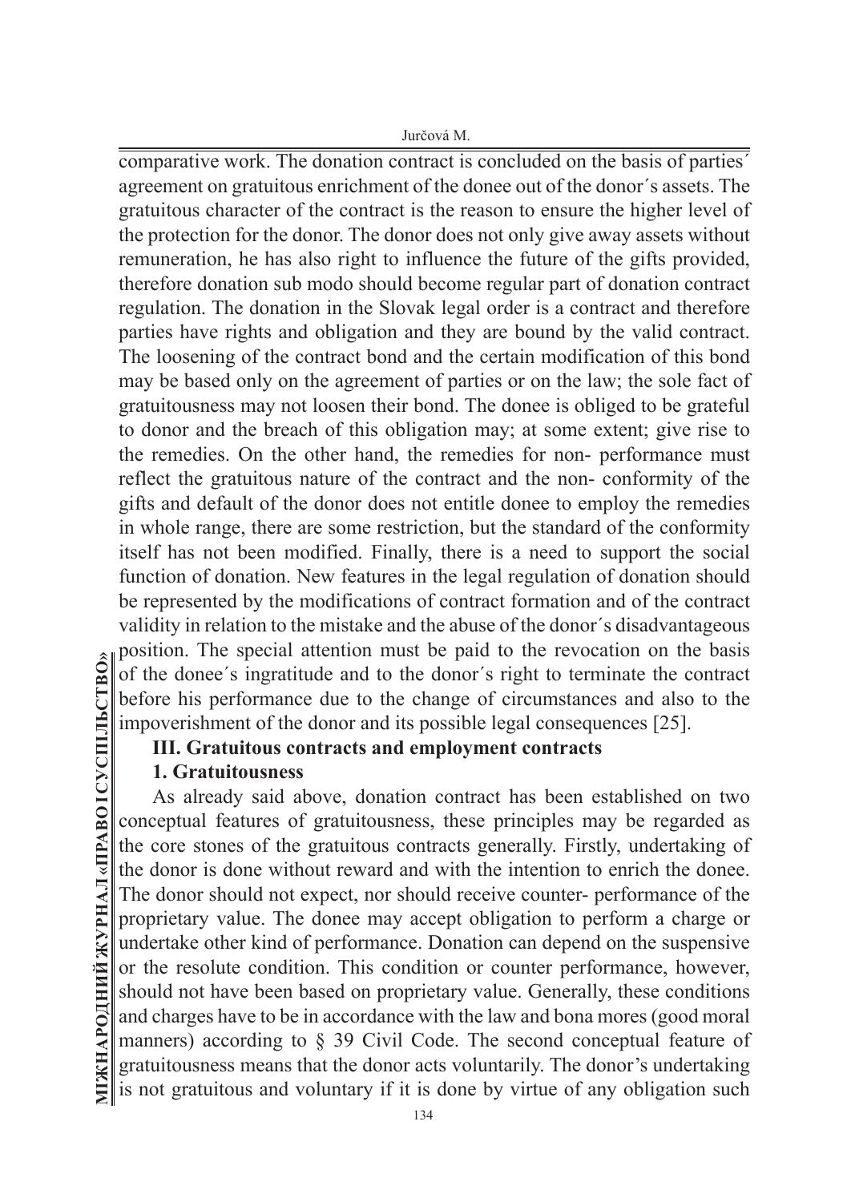comparative work. The donation contract is concluded on the basis of parties´ agreement on gratuitous enrichment of the donee out of the donor´s assets. The gratuitous character of the contract is the reason to ensure the higher level of the protection for the donor. The donor does not only give away assets without remuneration, he has also right to influence the future of the gifts provided, therefore donation sub modo should become regular part of donation contract regulation. The donation in the Slovak legal order is a contract and therefore parties have rights and obligation and they are bound by the valid contract. The loosening of the contract bond and the certain modification of this bond may be based only on the agreement of parties or on the law; the sole fact of gratuitousness may not loosen their bond. The donee is obliged to be grateful to donor and the breach of this obligation may; at some extent; give rise to the remedies. On the other hand, the remedies for non- performance must reflect the gratuitous nature of the contract and the non- conformity of the gifts and default of the donor does not entitle donee to employ the remedies in whole range, there are some restriction, but the standard of the conformity itself has not been modified. Finally, there is a need to support the social function of donation. New features in the legal regulation of donation should be represented by the modifications of contract formation and of the contract validity in relation to the mistake and the abuse of the donor´s disadvantageous position. The special attention must be paid to the revocation on the basis of the donee´s ingratitude and to the donor´s right to terminate the contract before his performance due to the change of circumstances and also to the impoverishment of the donor and its possible legal consequences [25].

## III. Gratuitous contracts and employment contracts

### 1. Gratuitousness

As already said above, donation contract has been established on two conceptual features of gratuitousness, these principles may be regarded as the core stones of the gratuitous contracts generally. Firstly, undertaking of the donor is done without reward and with the intention to enrich the donee. The donor should not expect, nor should receive counter- performance of the proprietary value. The donee may accept obligation to perform a charge or undertake other kind of performance. Donation can depend on the suspensive or the resolute condition. This condition or counter performance, however, should not have been based on proprietary value. Generally, these conditions and charges have to be in accordance with the law and bona mores (good moral manners) according to § 39 Civil Code. The second conceptual feature of gratuitousness means that the donor acts voluntarily. The donor's undertaking is not gratuitous and voluntary if it is done by virtue of any obligation such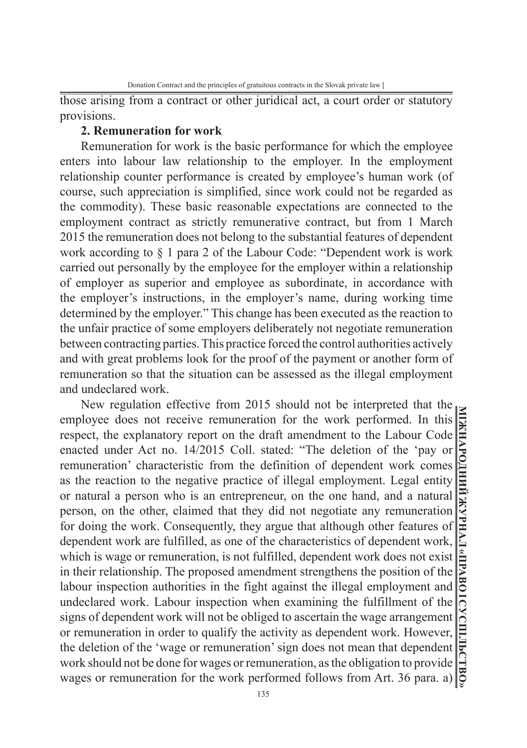those arising from a contract or other juridical act, a court order or statutory provisions.

**2. Remuneration for work**

Remuneration for work is the basic performance for which the employee enters into labour law relationship to the employer. In the employment relationship counter performance is created by employee's human work (of course, such appreciation is simplified, since work could not be regarded as the commodity). These basic reasonable expectations are connected to the employment contract as strictly remunerative contract, but from 1 March 2015 the remuneration does not belong to the substantial features of dependent work according to § 1 para 2 of the Labour Code: "Dependent work is work carried out personally by the employee for the employer within a relationship of employer as superior and employee as subordinate, in accordance with the employer's instructions, in the employer's name, during working time determined by the employer." This change has been executed as the reaction to the unfair practice of some employers deliberately not negotiate remuneration between contracting parties. This practice forced the control authorities actively and with great problems look for the proof of the payment or another form of remuneration so that the situation can be assessed as the illegal employment and undeclared work.

New regulation effective from 2015 should not be interpreted that the employee does not receive remuneration for the work performed. In this respect, the explanatory report on the draft amendment to the Labour Code enacted under Act no. 14/2015 Coll. stated: "The deletion of the 'pay or remuneration' characteristic from the definition of dependent work comes as the reaction to the negative practice of illegal employment. Legal entity or natural a person who is an entrepreneur, on the one hand, and a natural person, on the other, claimed that they did not negotiate any remuneration for doing the work. Consequently, they argue that although other features of dependent work are fulfilled, as one of the characteristics of dependent work, which is wage or remuneration, is not fulfilled, dependent work does not exist in their relationship. The proposed amendment strengthens the position of the labour inspection authorities in the fight against the illegal employment and undeclared work. Labour inspection when examining the fulfillment of the signs of dependent work will not be obliged to ascertain the wage arrangement or remuneration in order to qualify the activity as dependent work. However, the deletion of the 'wage or remuneration' sign does not mean that dependent work should not be done for wages or remuneration, as the obligation to provide wages or remuneration for the work performed follows from Art. 36 para. a)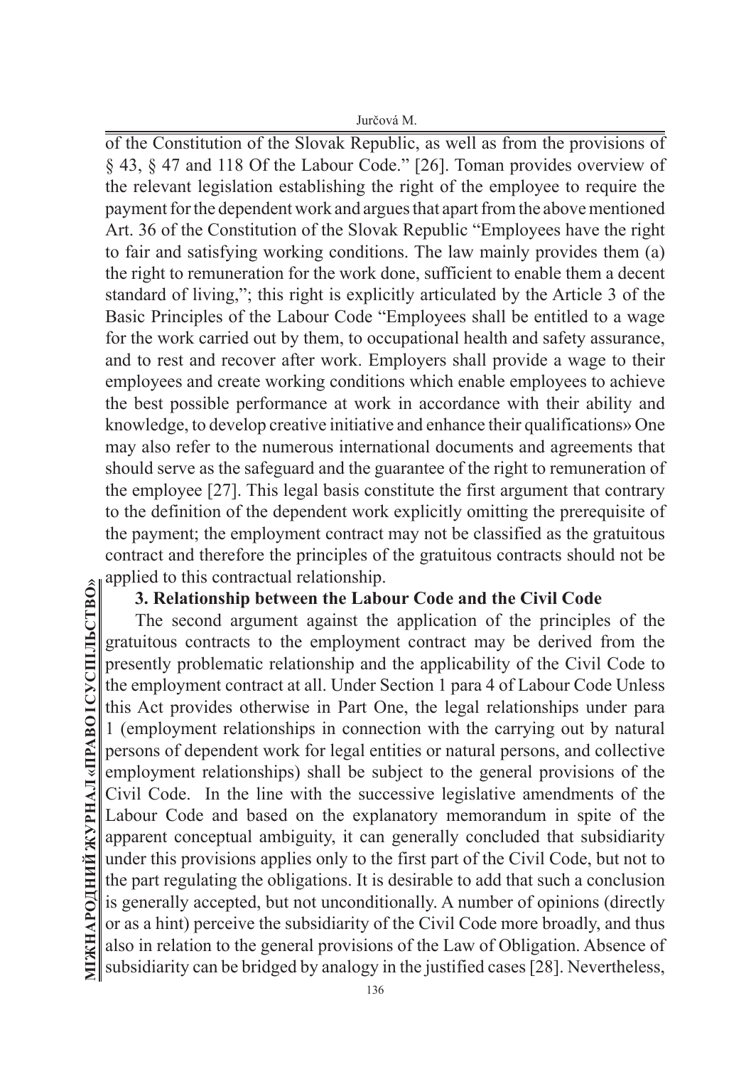of the Constitution of the Slovak Republic, as well as from the provisions of § 43, § 47 and 118 Of the Labour Code." [26]. Toman provides overview of the relevant legislation establishing the right of the employee to require the payment for the dependent work and argues that apart from the above mentioned Art. 36 of the Constitution of the Slovak Republic "Employees have the right to fair and satisfying working conditions. The law mainly provides them (a) the right to remuneration for the work done, sufficient to enable them a decent standard of living,"; this right is explicitly articulated by the Article 3 of the Basic Principles of the Labour Code "Employees shall be entitled to a wage for the work carried out by them, to occupational health and safety assurance, and to rest and recover after work. Employers shall provide a wage to their employees and create working conditions which enable employees to achieve the best possible performance at work in accordance with their ability and knowledge, to develop creative initiative and enhance their qualifications» One may also refer to the numerous international documents and agreements that should serve as the safeguard and the guarantee of the right to remuneration of the employee [27]. This legal basis constitute the first argument that contrary to the definition of the dependent work explicitly omitting the prerequisite of the payment; the employment contract may not be classified as the gratuitous contract and therefore the principles of the gratuitous contracts should not be applied to this contractual relationship.

### 3. Relationship between the Labour Code and the Civil Code

The second argument against the application of the principles of the gratuitous contracts to the employment contract may be derived from the presently problematic relationship and the applicability of the Civil Code to the employment contract at all. Under Section 1 para 4 of Labour Code Unless this Act provides otherwise in Part One, the legal relationships under para 1 (employment relationships in connection with the carrying out by natural persons of dependent work for legal entities or natural persons, and collective employment relationships) shall be subject to the general provisions of the Civil Code. In the line with the successive legislative amendments of the Labour Code and based on the explanatory memorandum in spite of the apparent conceptual ambiguity, it can generally concluded that subsidiarity under this provisions applies only to the first part of the Civil Code, but not to the part regulating the obligations. It is desirable to add that such a conclusion is generally accepted, but not unconditionally. A number of opinions (directly or as a hint) perceive the subsidiarity of the Civil Code more broadly, and thus also in relation to the general provisions of the Law of Obligation. Absence of subsidiarity can be bridged by analogy in the justified cases [28]. Nevertheless,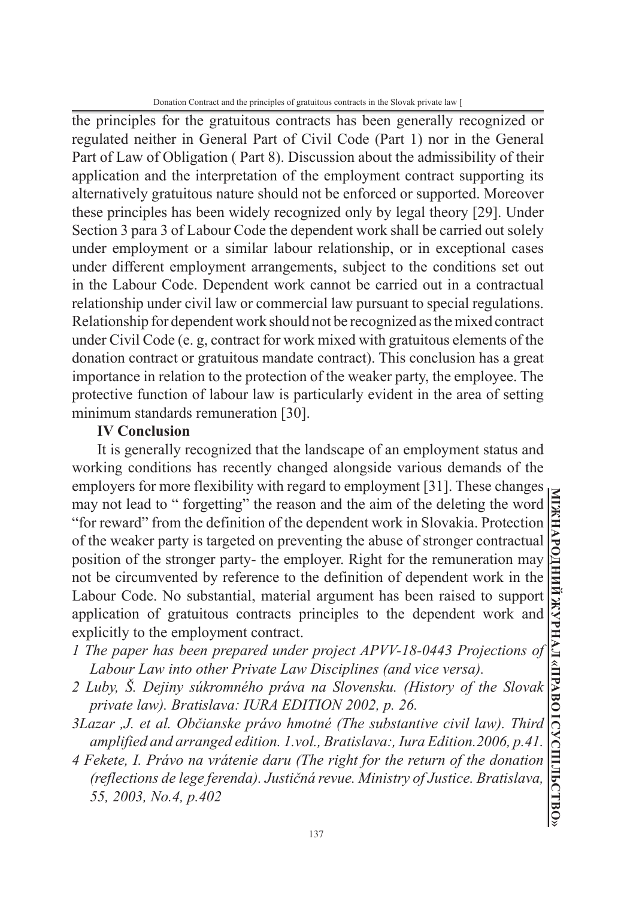the principles for the gratuitous contracts has been generally recognized or regulated neither in General Part of Civil Code (Part 1) nor in the General Part of Law of Obligation ( Part 8). Discussion about the admissibility of their application and the interpretation of the employment contract supporting its alternatively gratuitous nature should not be enforced or supported. Moreover these principles has been widely recognized only by legal theory [29]. Under Section 3 para 3 of Labour Code the dependent work shall be carried out solely under employment or a similar labour relationship, or in exceptional cases under different employment arrangements, subject to the conditions set out in the Labour Code. Dependent work cannot be carried out in a contractual relationship under civil law or commercial law pursuant to special regulations. Relationship for dependent work should not be recognized as the mixed contract under Civil Code (e. g, contract for work mixed with gratuitous elements of the donation contract or gratuitous mandate contract). This conclusion has a great importance in relation to the protection of the weaker party, the employee. The protective function of labour law is particularly evident in the area of setting minimum standards remuneration [30].

## IV Conclusion

It is generally recognized that the landscape of an employment status and working conditions has recently changed alongside various demands of the employers for more flexibility with regard to employment [31]. These changes may not lead to " forgetting" the reason and the aim of the deleting the word "for reward" from the definition of the dependent work in Slovakia. Protection of the weaker party is targeted on preventing the abuse of stronger contractual position of the stronger party- the employer. Right for the remuneration may not be circumvented by reference to the definition of dependent work in the Labour Code. No substantial, material argument has been raised to support application of gratuitous contracts principles to the dependent work and explicitly to the employment contract.

*1 The paper has been prepared under project APVV-18-0443 Projections of Labour Law into other Private Law Disciplines (and vice versa).*

*2 Luby, Š. Dejiny súkromného práva na Slovensku. (History of the Slovak private law). Bratislava: IURA EDITION 2002, p. 26.*

*3Lazar ,J. et al. Občianske právo hmotné (The substantive civil law). Third amplified and arranged edition. 1.vol., Bratislava:, Iura Edition.2006, p.41.*

*4 Fekete, I. Právo na vrátenie daru (The right for the return of the donation (reflections de lege ferenda). Justičná revue. Ministry of Justice. Bratislava, 55, 2003, No.4, p.402*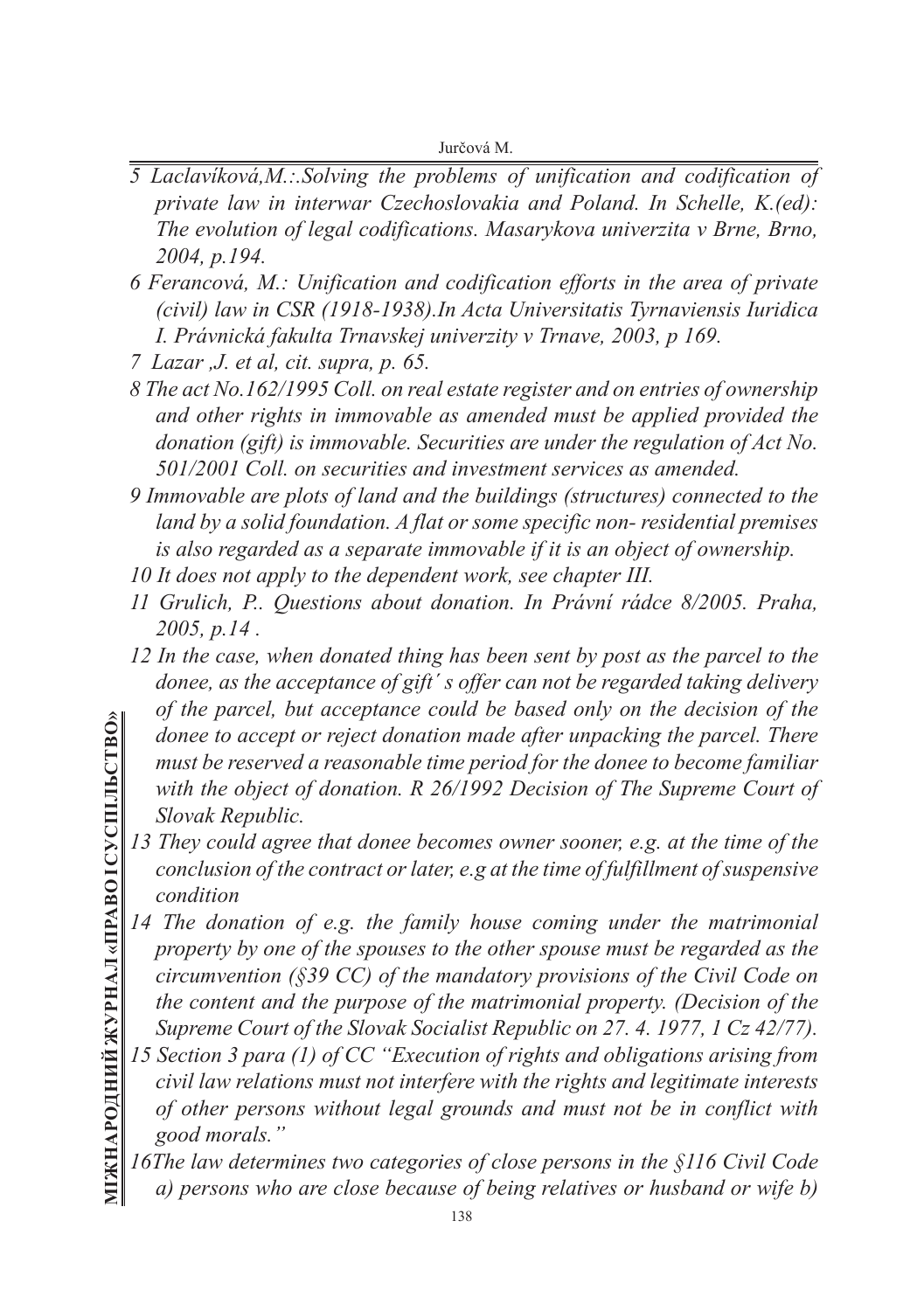*5 Laclavíková,M.:.Solving the problems of unification and codification of private law in interwar Czechoslovakia and Poland. In Schelle, K.(ed): The evolution of legal codifications. Masarykova univerzita v Brne, Brno, 2004, p.194.*

*6 Ferancová, M.: Unification and codification efforts in the area of private (civil) law in CSR (1918-1938).In Acta Universitatis Tyrnaviensis Iuridica I. Právnická fakulta Trnavskej univerzity v Trnave, 2003, p 169.*

*7 Lazar ,J. et al, cit. supra, p. 65.*

*8 The act No.162/1995 Coll. on real estate register and on entries of ownership and other rights in immovable as amended must be applied provided the donation (gift) is immovable. Securities are under the regulation of Act No. 501/2001 Coll. on securities and investment services as amended.*

*9 Immovable are plots of land and the buildings (structures) connected to the land by a solid foundation. A flat or some specific non- residential premises is also regarded as a separate immovable if it is an object of ownership.*

*10 It does not apply to the dependent work, see chapter III.*

*11 Grulich, P.. Questions about donation. In Právní rádce 8/2005. Praha, 2005, p.14 .*

*12 In the case, when donated thing has been sent by post as the parcel to the donee, as the acceptance of gift´ s offer can not be regarded taking delivery of the parcel, but acceptance could be based only on the decision of the donee to accept or reject donation made after unpacking the parcel. There must be reserved a reasonable time period for the donee to become familiar with the object of donation. R 26/1992 Decision of The Supreme Court of Slovak Republic.*

*13 They could agree that donee becomes owner sooner, e.g. at the time of the conclusion of the contract or later, e.g at the time of fulfillment of suspensive condition*

*14 The donation of e.g. the family house coming under the matrimonial property by one of the spouses to the other spouse must be regarded as the circumvention (§39 CC) of the mandatory provisions of the Civil Code on the content and the purpose of the matrimonial property. (Decision of the Supreme Court of the Slovak Socialist Republic on 27. 4. 1977, 1 Cz 42/77).*

*15 Section 3 para (1) of CC "Execution of rights and obligations arising from civil law relations must not interfere with the rights and legitimate interests of other persons without legal grounds and must not be in conflict with good morals."*

*16The law determines two categories of close persons in the §116 Civil Code a) persons who are close because of being relatives or husband or wife b)*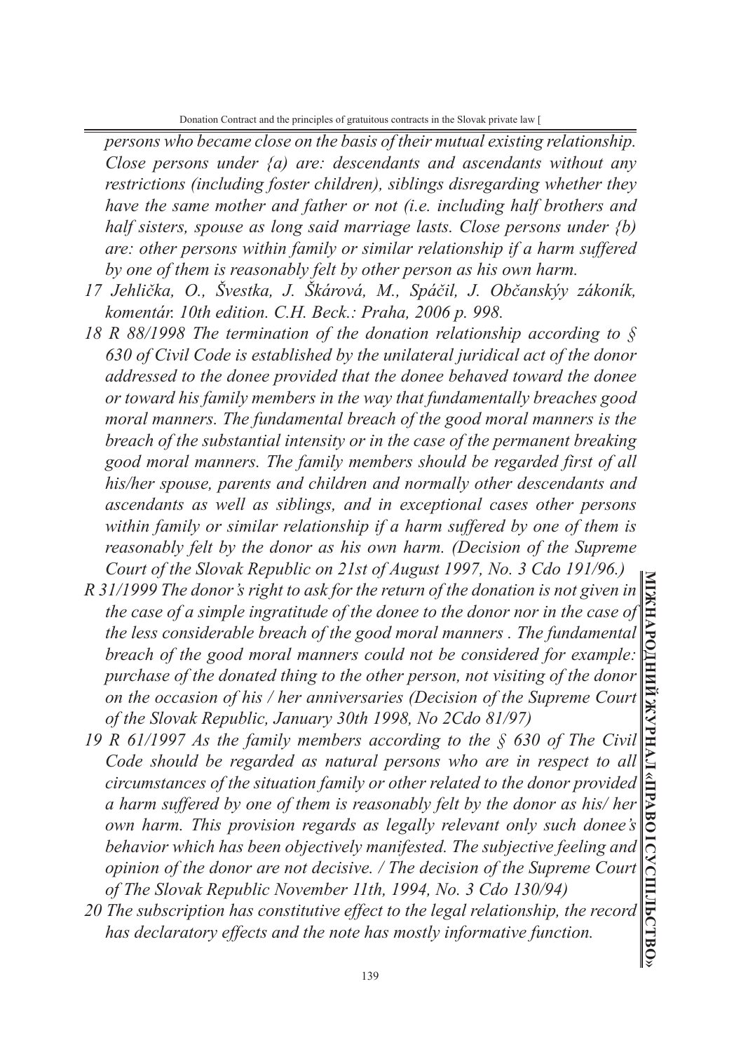*persons who became close on the basis of their mutual existing relationship. Close persons under {a) are: descendants and ascendants without any restrictions (including foster children), siblings disregarding whether they have the same mother and father or not (i.e. including half brothers and half sisters, spouse as long said marriage lasts. Close persons under {b) are: other persons within family or similar relationship if a harm suffered by one of them is reasonably felt by other person as his own harm.*

*17 Jehlička, O., Švestka, J. Škárová, M., Spáčil, J. Občanskýy zákoník, komentár. 10th edition. C.H. Beck.: Praha, 2006 p. 998.*

*18 R 88/1998 The termination of the donation relationship according to § 630 of Civil Code is established by the unilateral juridical act of the donor addressed to the donee provided that the donee behaved toward the donee or toward his family members in the way that fundamentally breaches good moral manners. The fundamental breach of the good moral manners is the breach of the substantial intensity or in the case of the permanent breaking good moral manners. The family members should be regarded first of all his/her spouse, parents and children and normally other descendants and ascendants as well as siblings, and in exceptional cases other persons within family or similar relationship if a harm suffered by one of them is reasonably felt by the donor as his own harm. (Decision of the Supreme Court of the Slovak Republic on 21st of August 1997, No. 3 Cdo 191/96.)*

*R 31/1999 The donor's right to ask for the return of the donation is not given in the case of a simple ingratitude of the donee to the donor nor in the case of the less considerable breach of the good moral manners . The fundamental breach of the good moral manners could not be considered for example: purchase of the donated thing to the other person, not visiting of the donor on the occasion of his / her anniversaries (Decision of the Supreme Court of the Slovak Republic, January 30th 1998, No 2Cdo 81/97)*

*19 R 61/1997 As the family members according to the § 630 of The Civil Code should be regarded as natural persons who are in respect to all circumstances of the situation family or other related to the donor provided a harm suffered by one of them is reasonably felt by the donor as his/ her own harm. This provision regards as legally relevant only such donee's behavior which has been objectively manifested. The subjective feeling and opinion of the donor are not decisive. / The decision of the Supreme Court of The Slovak Republic November 11th, 1994, No. 3 Cdo 130/94)*

*20 The subscription has constitutive effect to the legal relationship, the record has declaratory effects and the note has mostly informative function.*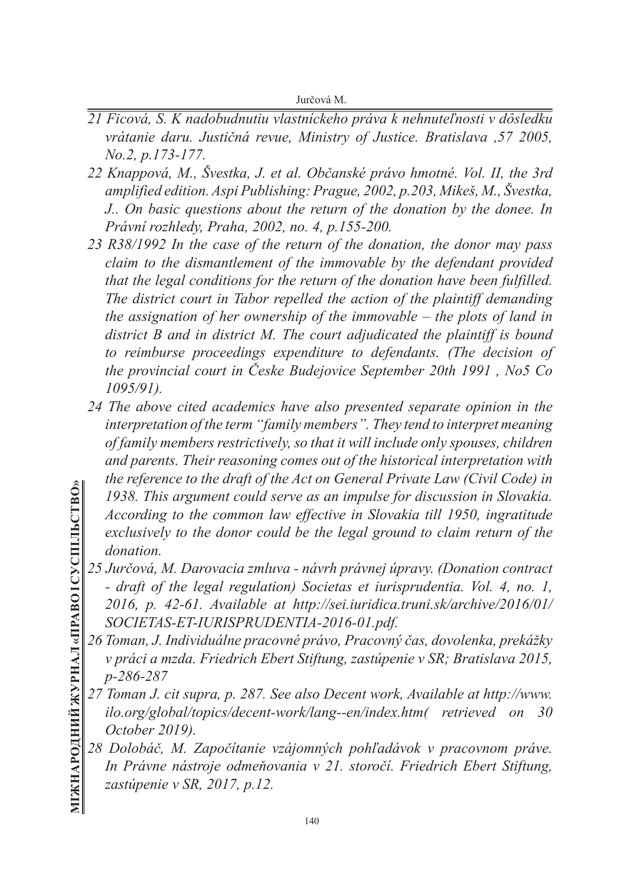*21 Ficová, S. K nadobudnutiu vlastníckeho práva k nehnuteľnosti v dôsledku vrátanie daru. Justičná revue, Ministry of Justice. Bratislava ,57 2005, No.2, p.173-177.*

*22 Knappová, M., Švestka, J. et al. Občanské právo hmotné. Vol. II, the 3rd amplified edition. Aspi Publishing: Prague, 2002, p.203, Mikeš, M., Švestka, J.. On basic questions about the return of the donation by the donee. In Právní rozhledy, Praha, 2002, no. 4, p.155-200.*

*23 R38/1992 In the case of the return of the donation, the donor may pass claim to the dismantlement of the immovable by the defendant provided that the legal conditions for the return of the donation have been fulfilled. The district court in Tabor repelled the action of the plaintiff demanding the assignation of her ownership of the immovable – the plots of land in district B and in district M. The court adjudicated the plaintiff is bound to reimburse proceedings expenditure to defendants. (The decision of the provincial court in Česke Budejovice September 20th 1991 , No5 Co 1095/91).*

*24 The above cited academics have also presented separate opinion in the interpretation of the term "family members". They tend to interpret meaning of family members restrictively, so that it will include only spouses, children and parents. Their reasoning comes out of the historical interpretation with the reference to the draft of the Act on General Private Law (Civil Code) in 1938. This argument could serve as an impulse for discussion in Slovakia. According to the common law effective in Slovakia till 1950, ingratitude exclusively to the donor could be the legal ground to claim return of the donation.*

*25 Jurčová, M. Darovacia zmluva - návrh právnej úpravy. (Donation contract - draft of the legal regulation) Societas et iurisprudentia. Vol. 4, no. 1, 2016, p. 42-61. Available at http://sei.iuridica.truni.sk/archive/2016/01/SOCIETAS-ET-IURISPRUDENTIA-2016-01.pdf.*

*26 Toman, J. Individuálne pracovné právo, Pracovný čas, dovolenka, prekážky v práci a mzda. Friedrich Ebert Stiftung, zastúpenie v SR; Bratislava 2015, p-286-287*

*27 Toman J. cit supra, p. 287. See also Decent work, Available at http://www.ilo.org/global/topics/decent-work/lang--en/index.htm( retrieved on 30 October 2019).*

*28 Dolobáč, M. Započítanie vzájomných pohľadávok v pracovnom práve. In Právne nástroje odmeňovania v 21. storočí. Friedrich Ebert Stiftung, zastúpenie v SR, 2017, p.12.*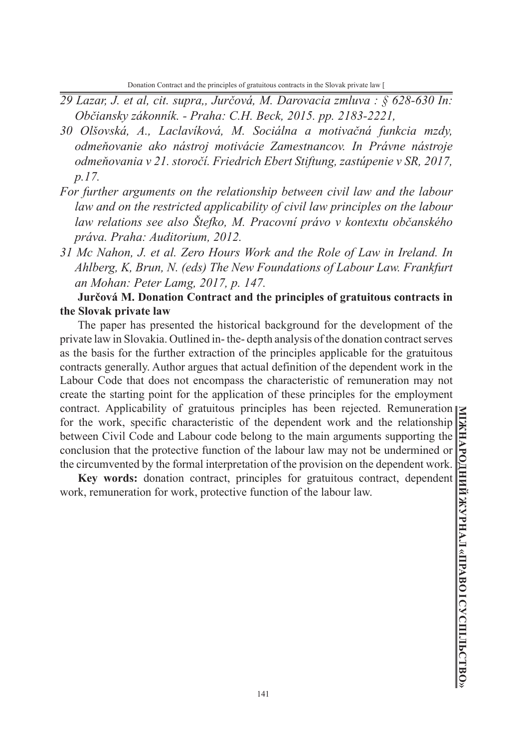*29 Lazar, J. et al, cit. supra,, Jurčová, M. Darovacia zmluva : § 628-630 In: Občiansky zákonník. - Praha: C.H. Beck, 2015. pp. 2183-2221,*

*30 Olšovská, A., Laclavíková, M. Sociálna a motivačná funkcia mzdy, odmeňovanie ako nástroj motivácie Zamestnancov. In Právne nástroje odmeňovania v 21. storočí. Friedrich Ebert Stiftung, zastúpenie v SR, 2017, p.17.*

*For further arguments on the relationship between civil law and the labour law and on the restricted applicability of civil law principles on the labour law relations see also Štefko, M. Pracovní právo v kontextu občanského práva. Praha: Auditorium, 2012.*

*31 Mc Nahon, J. et al. Zero Hours Work and the Role of Law in Ireland. In Ahlberg, K, Brun, N. (eds) The New Foundations of Labour Law. Frankfurt an Mohan: Peter Lamg, 2017, p. 147.*

**Jurčová M. Donation Contract and the principles of gratuitous contracts in the Slovak private law**

The paper has presented the historical background for the development of the private law in Slovakia. Outlined in- the- depth analysis of the donation contract serves as the basis for the further extraction of the principles applicable for the gratuitous contracts generally. Author argues that actual definition of the dependent work in the Labour Code that does not encompass the characteristic of remuneration may not create the starting point for the application of these principles for the employment contract. Applicability of gratuitous principles has been rejected. Remuneration for the work, specific characteristic of the dependent work and the relationship between Civil Code and Labour code belong to the main arguments supporting the conclusion that the protective function of the labour law may not be undermined or the circumvented by the formal interpretation of the provision on the dependent work.

**Key words:** donation contract, principles for gratuitous contract, dependent work, remuneration for work, protective function of the labour law.